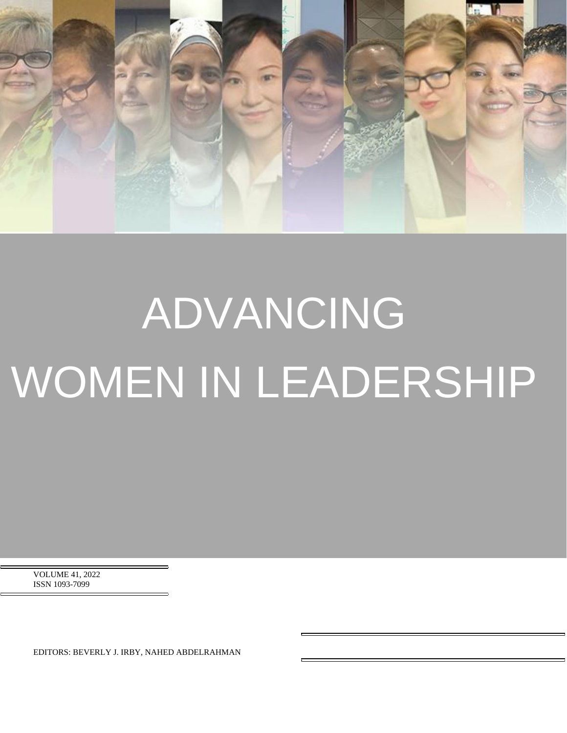# ADVANCING WOMEN IN LEADERSHIP

VOLUME 41, 2022
ISSN 1093-7099

EDITORS: BEVERLY J. IRBY, NAHED ABDELRAHMAN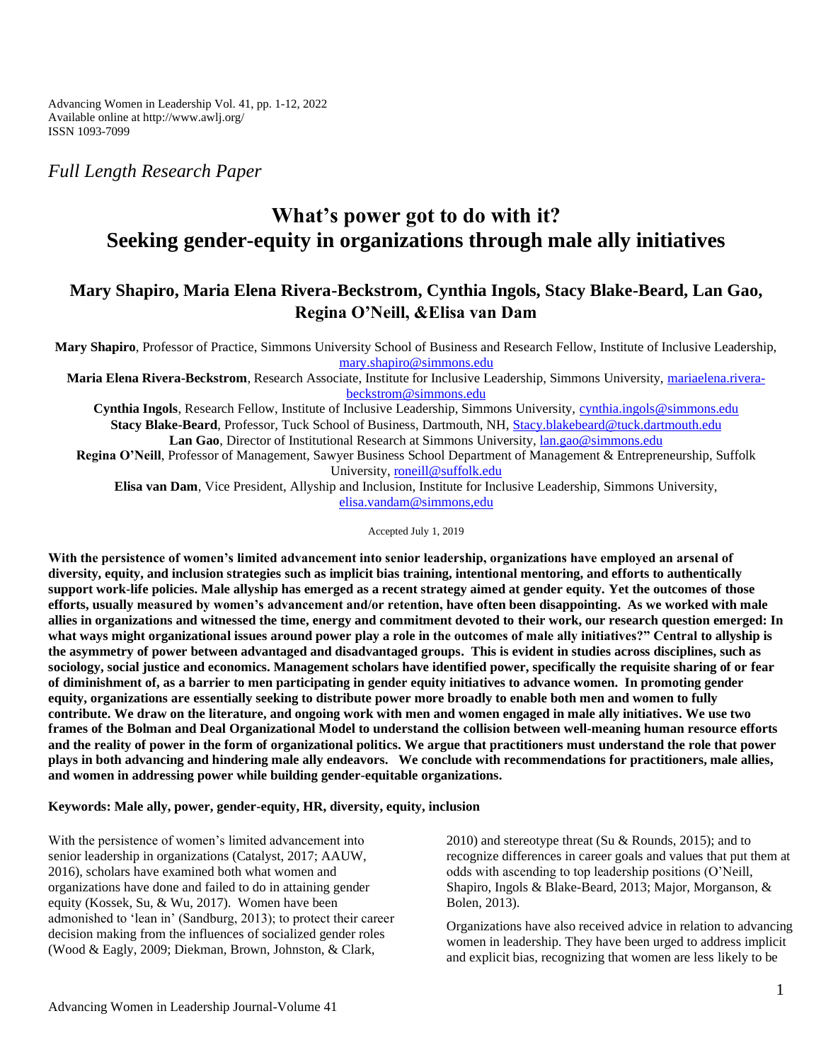*Full Length Research Paper*

# What's power got to do with it? Seeking gender-equity in organizations through male ally initiatives

## Mary Shapiro, Maria Elena Rivera-Beckstrom, Cynthia Ingols, Stacy Blake-Beard, Lan Gao, Regina O'Neill, &Elisa van Dam

**Mary Shapiro**, Professor of Practice, Simmons University School of Business and Research Fellow, Institute of Inclusive Leadership, mary.shapiro@simmons.edu

**Maria Elena Rivera-Beckstrom**, Research Associate, Institute for Inclusive Leadership, Simmons University, mariaelena.rivera-beckstrom@simmons.edu

**Cynthia Ingols**, Research Fellow, Institute of Inclusive Leadership, Simmons University, cynthia.ingols@simmons.edu

**Stacy Blake-Beard**, Professor, Tuck School of Business, Dartmouth, NH, Stacy.blakebeard@tuck.dartmouth.edu

**Lan Gao**, Director of Institutional Research at Simmons University, lan.gao@simmons.edu

**Regina O'Neill**, Professor of Management, Sawyer Business School Department of Management & Entrepreneurship, Suffolk University, roneill@suffolk.edu

**Elisa van Dam**, Vice President, Allyship and Inclusion, Institute for Inclusive Leadership, Simmons University, elisa.vandam@simmons,edu

Accepted July 1, 2019

**With the persistence of women's limited advancement into senior leadership, organizations have employed an arsenal of diversity, equity, and inclusion strategies such as implicit bias training, intentional mentoring, and efforts to authentically support work-life policies. Male allyship has emerged as a recent strategy aimed at gender equity. Yet the outcomes of those efforts, usually measured by women's advancement and/or retention, have often been disappointing. As we worked with male allies in organizations and witnessed the time, energy and commitment devoted to their work, our research question emerged: In what ways might organizational issues around power play a role in the outcomes of male ally initiatives?" Central to allyship is the asymmetry of power between advantaged and disadvantaged groups. This is evident in studies across disciplines, such as sociology, social justice and economics. Management scholars have identified power, specifically the requisite sharing of or fear of diminishment of, as a barrier to men participating in gender equity initiatives to advance women. In promoting gender equity, organizations are essentially seeking to distribute power more broadly to enable both men and women to fully contribute. We draw on the literature, and ongoing work with men and women engaged in male ally initiatives. We use two frames of the Bolman and Deal Organizational Model to understand the collision between well-meaning human resource efforts and the reality of power in the form of organizational politics. We argue that practitioners must understand the role that power plays in both advancing and hindering male ally endeavors. We conclude with recommendations for practitioners, male allies, and women in addressing power while building gender-equitable organizations.**

**Keywords: Male ally, power, gender-equity, HR, diversity, equity, inclusion**

With the persistence of women's limited advancement into senior leadership in organizations (Catalyst, 2017; AAUW, 2016), scholars have examined both what women and organizations have done and failed to do in attaining gender equity (Kossek, Su, & Wu, 2017). Women have been admonished to 'lean in' (Sandburg, 2013); to protect their career decision making from the influences of socialized gender roles (Wood & Eagly, 2009; Diekman, Brown, Johnston, & Clark, 2010) and stereotype threat (Su & Rounds, 2015); and to recognize differences in career goals and values that put them at odds with ascending to top leadership positions (O'Neill, Shapiro, Ingols & Blake-Beard, 2013; Major, Morganson, & Bolen, 2013).

Organizations have also received advice in relation to advancing women in leadership. They have been urged to address implicit and explicit bias, recognizing that women are less likely to be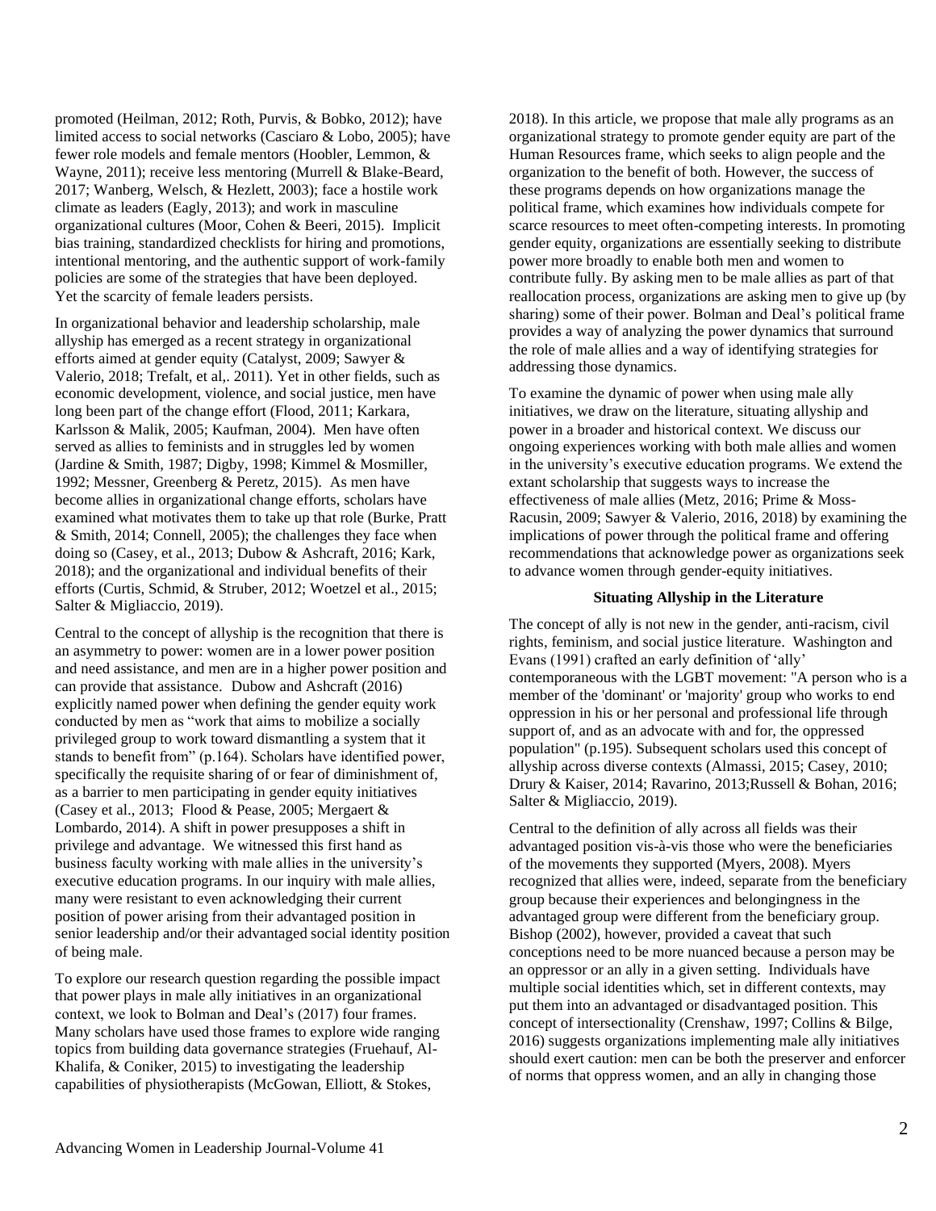promoted (Heilman, 2012; Roth, Purvis, & Bobko, 2012); have limited access to social networks (Casciaro & Lobo, 2005); have fewer role models and female mentors (Hoobler, Lemmon, & Wayne, 2011); receive less mentoring (Murrell & Blake-Beard, 2017; Wanberg, Welsch, & Hezlett, 2003); face a hostile work climate as leaders (Eagly, 2013); and work in masculine organizational cultures (Moor, Cohen & Beeri, 2015). Implicit bias training, standardized checklists for hiring and promotions, intentional mentoring, and the authentic support of work-family policies are some of the strategies that have been deployed. Yet the scarcity of female leaders persists.

In organizational behavior and leadership scholarship, male allyship has emerged as a recent strategy in organizational efforts aimed at gender equity (Catalyst, 2009; Sawyer & Valerio, 2018; Trefalt, et al,. 2011). Yet in other fields, such as economic development, violence, and social justice, men have long been part of the change effort (Flood, 2011; Karkara, Karlsson & Malik, 2005; Kaufman, 2004). Men have often served as allies to feminists and in struggles led by women (Jardine & Smith, 1987; Digby, 1998; Kimmel & Mosmiller, 1992; Messner, Greenberg & Peretz, 2015). As men have become allies in organizational change efforts, scholars have examined what motivates them to take up that role (Burke, Pratt & Smith, 2014; Connell, 2005); the challenges they face when doing so (Casey, et al., 2013; Dubow & Ashcraft, 2016; Kark, 2018); and the organizational and individual benefits of their efforts (Curtis, Schmid, & Struber, 2012; Woetzel et al., 2015; Salter & Migliaccio, 2019).

Central to the concept of allyship is the recognition that there is an asymmetry to power: women are in a lower power position and need assistance, and men are in a higher power position and can provide that assistance. Dubow and Ashcraft (2016) explicitly named power when defining the gender equity work conducted by men as "work that aims to mobilize a socially privileged group to work toward dismantling a system that it stands to benefit from" (p.164). Scholars have identified power, specifically the requisite sharing of or fear of diminishment of, as a barrier to men participating in gender equity initiatives (Casey et al., 2013; Flood & Pease, 2005; Mergaert & Lombardo, 2014). A shift in power presupposes a shift in privilege and advantage. We witnessed this first hand as business faculty working with male allies in the university's executive education programs. In our inquiry with male allies, many were resistant to even acknowledging their current position of power arising from their advantaged position in senior leadership and/or their advantaged social identity position of being male.

To explore our research question regarding the possible impact that power plays in male ally initiatives in an organizational context, we look to Bolman and Deal's (2017) four frames. Many scholars have used those frames to explore wide ranging topics from building data governance strategies (Fruehauf, Al-Khalifa, & Coniker, 2015) to investigating the leadership capabilities of physiotherapists (McGowan, Elliott, & Stokes, 2018). In this article, we propose that male ally programs as an organizational strategy to promote gender equity are part of the Human Resources frame, which seeks to align people and the organization to the benefit of both. However, the success of these programs depends on how organizations manage the political frame, which examines how individuals compete for scarce resources to meet often-competing interests. In promoting gender equity, organizations are essentially seeking to distribute power more broadly to enable both men and women to contribute fully. By asking men to be male allies as part of that reallocation process, organizations are asking men to give up (by sharing) some of their power. Bolman and Deal's political frame provides a way of analyzing the power dynamics that surround the role of male allies and a way of identifying strategies for addressing those dynamics.

To examine the dynamic of power when using male ally initiatives, we draw on the literature, situating allyship and power in a broader and historical context. We discuss our ongoing experiences working with both male allies and women in the university's executive education programs. We extend the extant scholarship that suggests ways to increase the effectiveness of male allies (Metz, 2016; Prime & Moss-Racusin, 2009; Sawyer & Valerio, 2016, 2018) by examining the implications of power through the political frame and offering recommendations that acknowledge power as organizations seek to advance women through gender-equity initiatives.

## Situating Allyship in the Literature

The concept of ally is not new in the gender, anti-racism, civil rights, feminism, and social justice literature. Washington and Evans (1991) crafted an early definition of 'ally' contemporaneous with the LGBT movement: "A person who is a member of the 'dominant' or 'majority' group who works to end oppression in his or her personal and professional life through support of, and as an advocate with and for, the oppressed population" (p.195). Subsequent scholars used this concept of allyship across diverse contexts (Almassi, 2015; Casey, 2010; Drury & Kaiser, 2014; Ravarino, 2013;Russell & Bohan, 2016; Salter & Migliaccio, 2019).

Central to the definition of ally across all fields was their advantaged position vis-à-vis those who were the beneficiaries of the movements they supported (Myers, 2008). Myers recognized that allies were, indeed, separate from the beneficiary group because their experiences and belongingness in the advantaged group were different from the beneficiary group. Bishop (2002), however, provided a caveat that such conceptions need to be more nuanced because a person may be an oppressor or an ally in a given setting. Individuals have multiple social identities which, set in different contexts, may put them into an advantaged or disadvantaged position. This concept of intersectionality (Crenshaw, 1997; Collins & Bilge, 2016) suggests organizations implementing male ally initiatives should exert caution: men can be both the preserver and enforcer of norms that oppress women, and an ally in changing those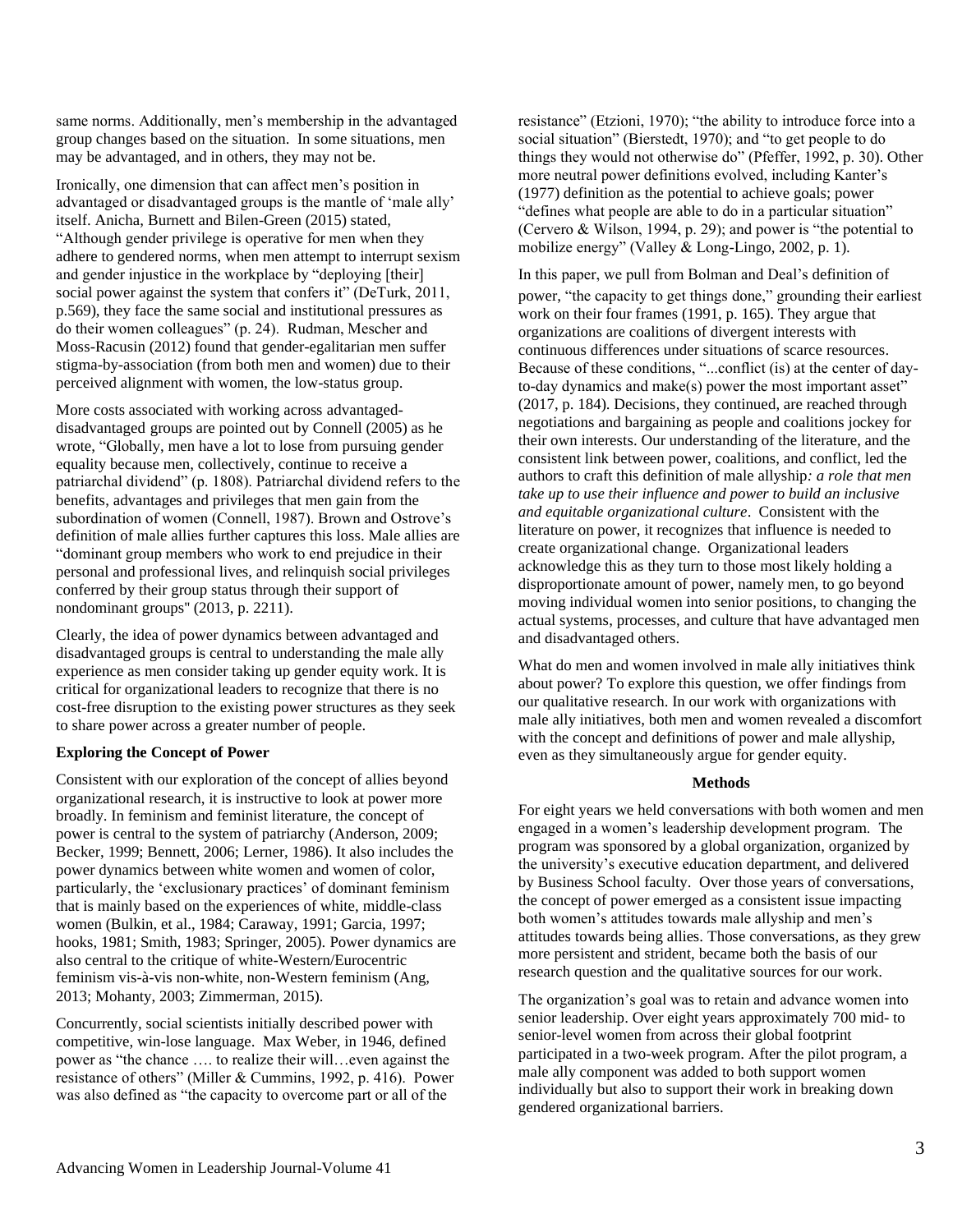same norms. Additionally, men's membership in the advantaged group changes based on the situation. In some situations, men may be advantaged, and in others, they may not be.

Ironically, one dimension that can affect men's position in advantaged or disadvantaged groups is the mantle of 'male ally' itself. Anicha, Burnett and Bilen-Green (2015) stated, "Although gender privilege is operative for men when they adhere to gendered norms, when men attempt to interrupt sexism and gender injustice in the workplace by "deploying [their] social power against the system that confers it" (DeTurk, 2011, p.569), they face the same social and institutional pressures as do their women colleagues" (p. 24). Rudman, Mescher and Moss-Racusin (2012) found that gender-egalitarian men suffer stigma-by-association (from both men and women) due to their perceived alignment with women, the low-status group.

More costs associated with working across advantaged-disadvantaged groups are pointed out by Connell (2005) as he wrote, "Globally, men have a lot to lose from pursuing gender equality because men, collectively, continue to receive a patriarchal dividend" (p. 1808). Patriarchal dividend refers to the benefits, advantages and privileges that men gain from the subordination of women (Connell, 1987). Brown and Ostrove's definition of male allies further captures this loss. Male allies are "dominant group members who work to end prejudice in their personal and professional lives, and relinquish social privileges conferred by their group status through their support of nondominant groups" (2013, p. 2211).

Clearly, the idea of power dynamics between advantaged and disadvantaged groups is central to understanding the male ally experience as men consider taking up gender equity work. It is critical for organizational leaders to recognize that there is no cost-free disruption to the existing power structures as they seek to share power across a greater number of people.

**Exploring the Concept of Power**

Consistent with our exploration of the concept of allies beyond organizational research, it is instructive to look at power more broadly. In feminism and feminist literature, the concept of power is central to the system of patriarchy (Anderson, 2009; Becker, 1999; Bennett, 2006; Lerner, 1986). It also includes the power dynamics between white women and women of color, particularly, the 'exclusionary practices' of dominant feminism that is mainly based on the experiences of white, middle-class women (Bulkin, et al., 1984; Caraway, 1991; Garcia, 1997; hooks, 1981; Smith, 1983; Springer, 2005). Power dynamics are also central to the critique of white-Western/Eurocentric feminism vis-à-vis non-white, non-Western feminism (Ang, 2013; Mohanty, 2003; Zimmerman, 2015).

Concurrently, social scientists initially described power with competitive, win-lose language. Max Weber, in 1946, defined power as "the chance …. to realize their will…even against the resistance of others" (Miller & Cummins, 1992, p. 416). Power was also defined as "the capacity to overcome part or all of the resistance" (Etzioni, 1970); "the ability to introduce force into a social situation" (Bierstedt, 1970); and "to get people to do things they would not otherwise do" (Pfeffer, 1992, p. 30). Other more neutral power definitions evolved, including Kanter's (1977) definition as the potential to achieve goals; power "defines what people are able to do in a particular situation" (Cervero & Wilson, 1994, p. 29); and power is "the potential to mobilize energy" (Valley & Long-Lingo, 2002, p. 1).

In this paper, we pull from Bolman and Deal's definition of power, "the capacity to get things done," grounding their earliest work on their four frames (1991, p. 165). They argue that organizations are coalitions of divergent interests with continuous differences under situations of scarce resources. Because of these conditions, "...conflict (is) at the center of day-to-day dynamics and make(s) power the most important asset" (2017, p. 184). Decisions, they continued, are reached through negotiations and bargaining as people and coalitions jockey for their own interests. Our understanding of the literature, and the consistent link between power, coalitions, and conflict, led the authors to craft this definition of male allyship*: a role that men take up to use their influence and power to build an inclusive and equitable organizational culture*. Consistent with the literature on power, it recognizes that influence is needed to create organizational change. Organizational leaders acknowledge this as they turn to those most likely holding a disproportionate amount of power, namely men, to go beyond moving individual women into senior positions, to changing the actual systems, processes, and culture that have advantaged men and disadvantaged others.

What do men and women involved in male ally initiatives think about power? To explore this question, we offer findings from our qualitative research. In our work with organizations with male ally initiatives, both men and women revealed a discomfort with the concept and definitions of power and male allyship, even as they simultaneously argue for gender equity.

## Methods

For eight years we held conversations with both women and men engaged in a women's leadership development program. The program was sponsored by a global organization, organized by the university's executive education department, and delivered by Business School faculty. Over those years of conversations, the concept of power emerged as a consistent issue impacting both women's attitudes towards male allyship and men's attitudes towards being allies. Those conversations, as they grew more persistent and strident, became both the basis of our research question and the qualitative sources for our work.

The organization's goal was to retain and advance women into senior leadership. Over eight years approximately 700 mid- to senior-level women from across their global footprint participated in a two-week program. After the pilot program, a male ally component was added to both support women individually but also to support their work in breaking down gendered organizational barriers.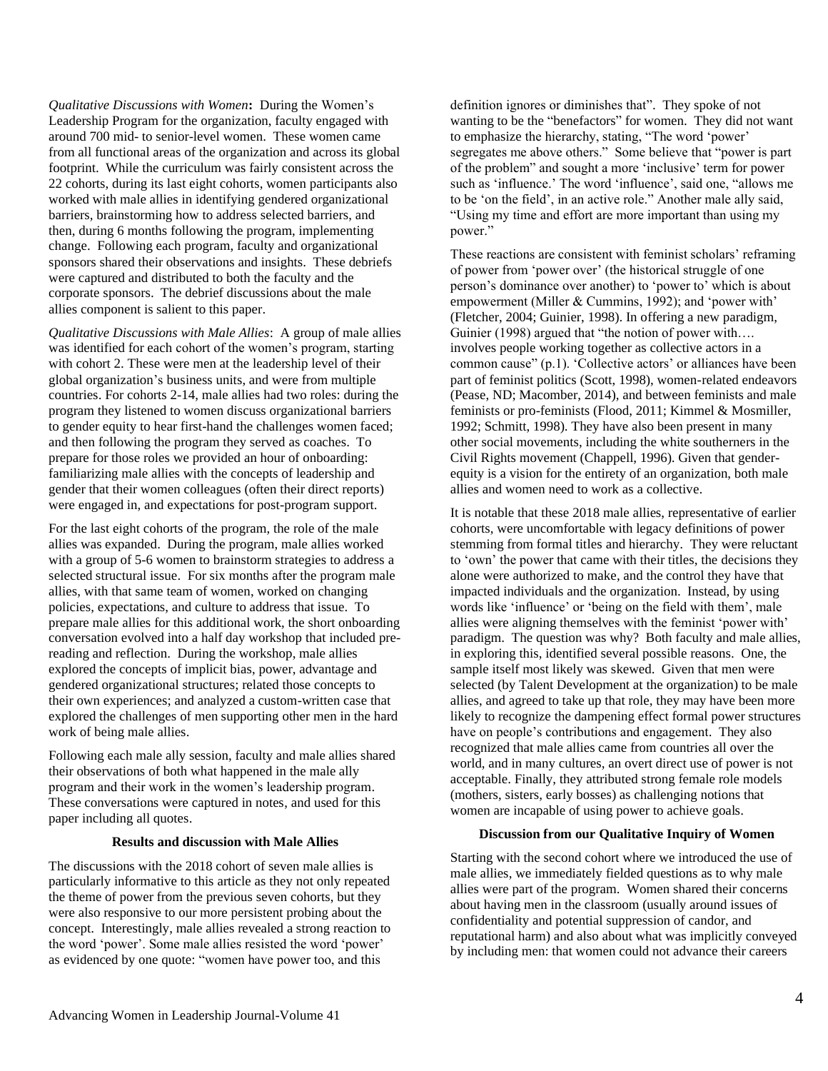*Qualitative Discussions with Women***:** During the Women's Leadership Program for the organization, faculty engaged with around 700 mid- to senior-level women. These women came from all functional areas of the organization and across its global footprint. While the curriculum was fairly consistent across the 22 cohorts, during its last eight cohorts, women participants also worked with male allies in identifying gendered organizational barriers, brainstorming how to address selected barriers, and then, during 6 months following the program, implementing change. Following each program, faculty and organizational sponsors shared their observations and insights. These debriefs were captured and distributed to both the faculty and the corporate sponsors. The debrief discussions about the male allies component is salient to this paper.

*Qualitative Discussions with Male Allies*: A group of male allies was identified for each cohort of the women's program, starting with cohort 2. These were men at the leadership level of their global organization's business units, and were from multiple countries. For cohorts 2-14, male allies had two roles: during the program they listened to women discuss organizational barriers to gender equity to hear first-hand the challenges women faced; and then following the program they served as coaches. To prepare for those roles we provided an hour of onboarding: familiarizing male allies with the concepts of leadership and gender that their women colleagues (often their direct reports) were engaged in, and expectations for post-program support.

For the last eight cohorts of the program, the role of the male allies was expanded. During the program, male allies worked with a group of 5-6 women to brainstorm strategies to address a selected structural issue. For six months after the program male allies, with that same team of women, worked on changing policies, expectations, and culture to address that issue. To prepare male allies for this additional work, the short onboarding conversation evolved into a half day workshop that included pre-reading and reflection. During the workshop, male allies explored the concepts of implicit bias, power, advantage and gendered organizational structures; related those concepts to their own experiences; and analyzed a custom-written case that explored the challenges of men supporting other men in the hard work of being male allies.

Following each male ally session, faculty and male allies shared their observations of both what happened in the male ally program and their work in the women's leadership program. These conversations were captured in notes, and used for this paper including all quotes.

### Results and discussion with Male Allies

The discussions with the 2018 cohort of seven male allies is particularly informative to this article as they not only repeated the theme of power from the previous seven cohorts, but they were also responsive to our more persistent probing about the concept. Interestingly, male allies revealed a strong reaction to the word 'power'. Some male allies resisted the word 'power' as evidenced by one quote: "women have power too, and this definition ignores or diminishes that". They spoke of not wanting to be the "benefactors" for women. They did not want to emphasize the hierarchy, stating, "The word 'power' segregates me above others." Some believe that "power is part of the problem" and sought a more 'inclusive' term for power such as 'influence.' The word 'influence', said one, "allows me to be 'on the field', in an active role." Another male ally said, "Using my time and effort are more important than using my power."

These reactions are consistent with feminist scholars' reframing of power from 'power over' (the historical struggle of one person's dominance over another) to 'power to' which is about empowerment (Miller & Cummins, 1992); and 'power with' (Fletcher, 2004; Guinier, 1998). In offering a new paradigm, Guinier (1998) argued that "the notion of power with…. involves people working together as collective actors in a common cause" (p.1). 'Collective actors' or alliances have been part of feminist politics (Scott, 1998), women-related endeavors (Pease, ND; Macomber, 2014), and between feminists and male feminists or pro-feminists (Flood, 2011; Kimmel & Mosmiller, 1992; Schmitt, 1998). They have also been present in many other social movements, including the white southerners in the Civil Rights movement (Chappell, 1996). Given that gender-equity is a vision for the entirety of an organization, both male allies and women need to work as a collective.

It is notable that these 2018 male allies, representative of earlier cohorts, were uncomfortable with legacy definitions of power stemming from formal titles and hierarchy. They were reluctant to 'own' the power that came with their titles, the decisions they alone were authorized to make, and the control they have that impacted individuals and the organization. Instead, by using words like 'influence' or 'being on the field with them', male allies were aligning themselves with the feminist 'power with' paradigm. The question was why? Both faculty and male allies, in exploring this, identified several possible reasons. One, the sample itself most likely was skewed. Given that men were selected (by Talent Development at the organization) to be male allies, and agreed to take up that role, they may have been more likely to recognize the dampening effect formal power structures have on people's contributions and engagement. They also recognized that male allies came from countries all over the world, and in many cultures, an overt direct use of power is not acceptable. Finally, they attributed strong female role models (mothers, sisters, early bosses) as challenging notions that women are incapable of using power to achieve goals.

### Discussion from our Qualitative Inquiry of Women

Starting with the second cohort where we introduced the use of male allies, we immediately fielded questions as to why male allies were part of the program. Women shared their concerns about having men in the classroom (usually around issues of confidentiality and potential suppression of candor, and reputational harm) and also about what was implicitly conveyed by including men: that women could not advance their careers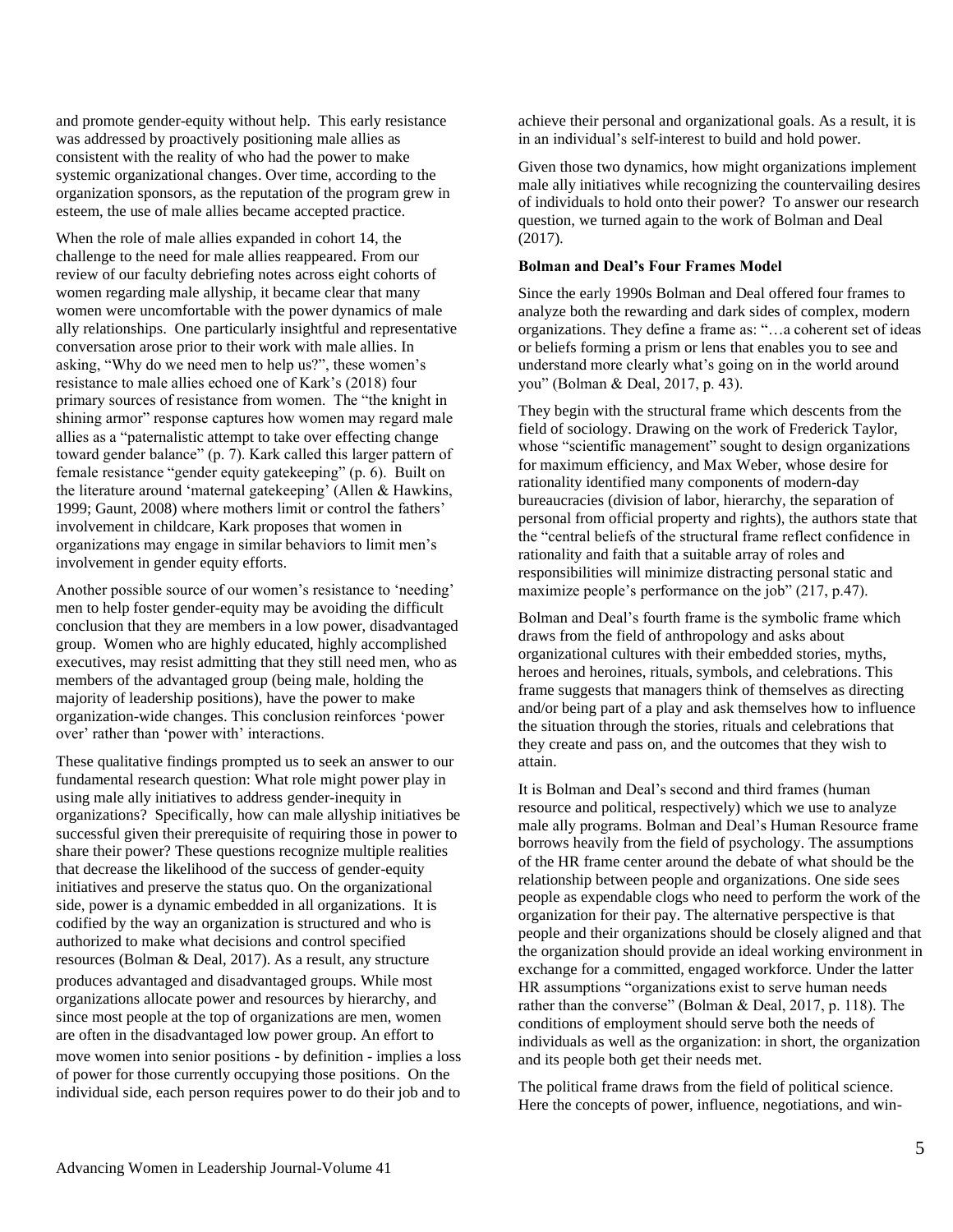and promote gender-equity without help. This early resistance was addressed by proactively positioning male allies as consistent with the reality of who had the power to make systemic organizational changes. Over time, according to the organization sponsors, as the reputation of the program grew in esteem, the use of male allies became accepted practice.

When the role of male allies expanded in cohort 14, the challenge to the need for male allies reappeared. From our review of our faculty debriefing notes across eight cohorts of women regarding male allyship, it became clear that many women were uncomfortable with the power dynamics of male ally relationships. One particularly insightful and representative conversation arose prior to their work with male allies. In asking, "Why do we need men to help us?", these women's resistance to male allies echoed one of Kark's (2018) four primary sources of resistance from women. The "the knight in shining armor" response captures how women may regard male allies as a "paternalistic attempt to take over effecting change toward gender balance" (p. 7). Kark called this larger pattern of female resistance "gender equity gatekeeping" (p. 6). Built on the literature around 'maternal gatekeeping' (Allen & Hawkins, 1999; Gaunt, 2008) where mothers limit or control the fathers' involvement in childcare, Kark proposes that women in organizations may engage in similar behaviors to limit men's involvement in gender equity efforts.

Another possible source of our women's resistance to 'needing' men to help foster gender-equity may be avoiding the difficult conclusion that they are members in a low power, disadvantaged group. Women who are highly educated, highly accomplished executives, may resist admitting that they still need men, who as members of the advantaged group (being male, holding the majority of leadership positions), have the power to make organization-wide changes. This conclusion reinforces 'power over' rather than 'power with' interactions.

These qualitative findings prompted us to seek an answer to our fundamental research question: What role might power play in using male ally initiatives to address gender-inequity in organizations? Specifically, how can male allyship initiatives be successful given their prerequisite of requiring those in power to share their power? These questions recognize multiple realities that decrease the likelihood of the success of gender-equity initiatives and preserve the status quo. On the organizational side, power is a dynamic embedded in all organizations. It is codified by the way an organization is structured and who is authorized to make what decisions and control specified resources (Bolman & Deal, 2017). As a result, any structure produces advantaged and disadvantaged groups. While most organizations allocate power and resources by hierarchy, and since most people at the top of organizations are men, women are often in the disadvantaged low power group. An effort to move women into senior positions - by definition - implies a loss of power for those currently occupying those positions. On the individual side, each person requires power to do their job and to achieve their personal and organizational goals. As a result, it is in an individual's self-interest to build and hold power.

Given those two dynamics, how might organizations implement male ally initiatives while recognizing the countervailing desires of individuals to hold onto their power? To answer our research question, we turned again to the work of Bolman and Deal (2017).

**Bolman and Deal's Four Frames Model**

Since the early 1990s Bolman and Deal offered four frames to analyze both the rewarding and dark sides of complex, modern organizations. They define a frame as: "…a coherent set of ideas or beliefs forming a prism or lens that enables you to see and understand more clearly what's going on in the world around you" (Bolman & Deal, 2017, p. 43).

They begin with the structural frame which descents from the field of sociology. Drawing on the work of Frederick Taylor, whose "scientific management" sought to design organizations for maximum efficiency, and Max Weber, whose desire for rationality identified many components of modern-day bureaucracies (division of labor, hierarchy, the separation of personal from official property and rights), the authors state that the "central beliefs of the structural frame reflect confidence in rationality and faith that a suitable array of roles and responsibilities will minimize distracting personal static and maximize people's performance on the job" (217, p.47).

Bolman and Deal's fourth frame is the symbolic frame which draws from the field of anthropology and asks about organizational cultures with their embedded stories, myths, heroes and heroines, rituals, symbols, and celebrations. This frame suggests that managers think of themselves as directing and/or being part of a play and ask themselves how to influence the situation through the stories, rituals and celebrations that they create and pass on, and the outcomes that they wish to attain.

It is Bolman and Deal's second and third frames (human resource and political, respectively) which we use to analyze male ally programs. Bolman and Deal's Human Resource frame borrows heavily from the field of psychology. The assumptions of the HR frame center around the debate of what should be the relationship between people and organizations. One side sees people as expendable clogs who need to perform the work of the organization for their pay. The alternative perspective is that people and their organizations should be closely aligned and that the organization should provide an ideal working environment in exchange for a committed, engaged workforce. Under the latter HR assumptions "organizations exist to serve human needs rather than the converse" (Bolman & Deal, 2017, p. 118). The conditions of employment should serve both the needs of individuals as well as the organization: in short, the organization and its people both get their needs met.

The political frame draws from the field of political science. Here the concepts of power, influence, negotiations, and win-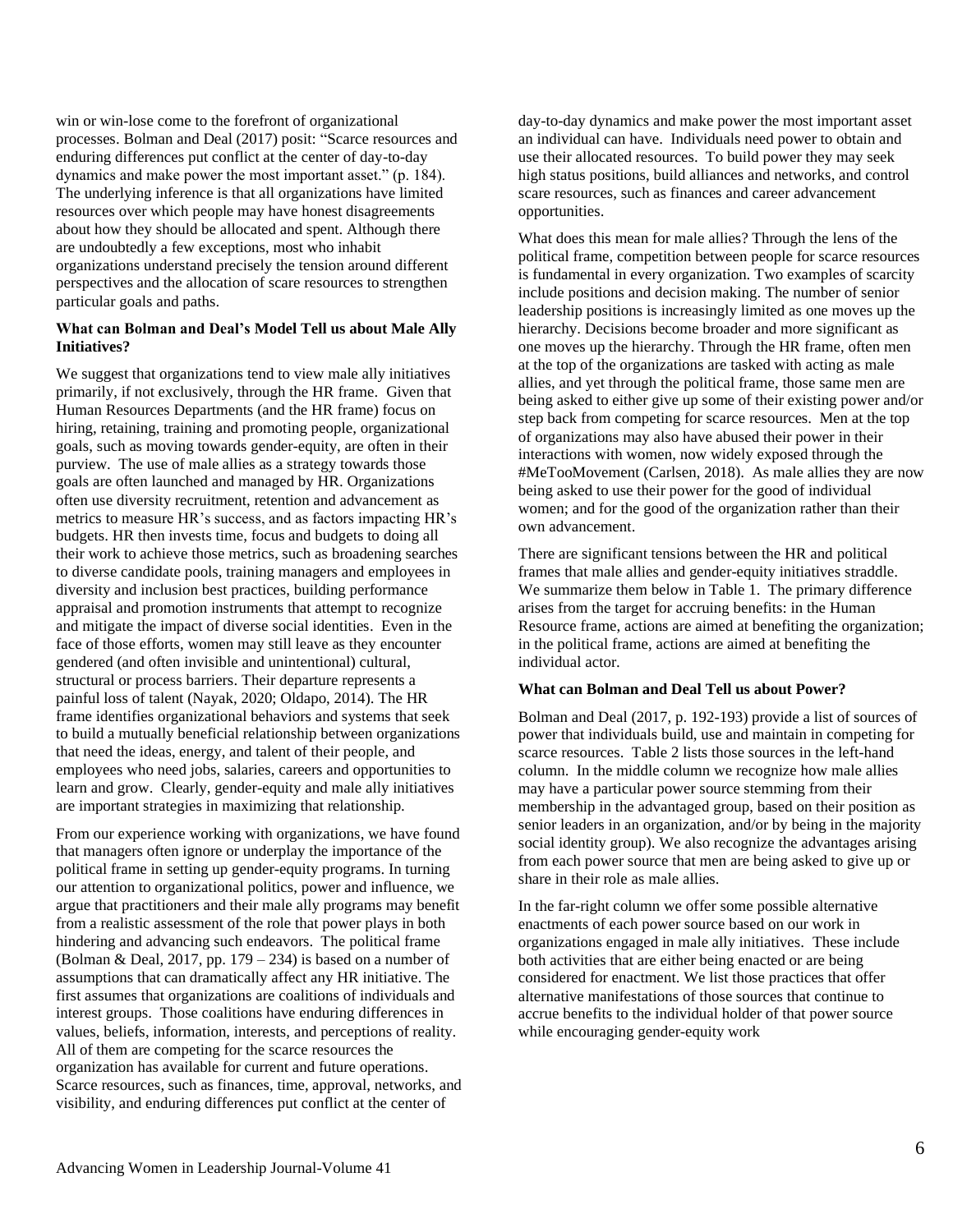win or win-lose come to the forefront of organizational processes. Bolman and Deal (2017) posit: "Scarce resources and enduring differences put conflict at the center of day-to-day dynamics and make power the most important asset." (p. 184). The underlying inference is that all organizations have limited resources over which people may have honest disagreements about how they should be allocated and spent. Although there are undoubtedly a few exceptions, most who inhabit organizations understand precisely the tension around different perspectives and the allocation of scare resources to strengthen particular goals and paths.

**What can Bolman and Deal's Model Tell us about Male Ally Initiatives?**

We suggest that organizations tend to view male ally initiatives primarily, if not exclusively, through the HR frame. Given that Human Resources Departments (and the HR frame) focus on hiring, retaining, training and promoting people, organizational goals, such as moving towards gender-equity, are often in their purview. The use of male allies as a strategy towards those goals are often launched and managed by HR. Organizations often use diversity recruitment, retention and advancement as metrics to measure HR's success, and as factors impacting HR's budgets. HR then invests time, focus and budgets to doing all their work to achieve those metrics, such as broadening searches to diverse candidate pools, training managers and employees in diversity and inclusion best practices, building performance appraisal and promotion instruments that attempt to recognize and mitigate the impact of diverse social identities. Even in the face of those efforts, women may still leave as they encounter gendered (and often invisible and unintentional) cultural, structural or process barriers. Their departure represents a painful loss of talent (Nayak, 2020; Oldapo, 2014). The HR frame identifies organizational behaviors and systems that seek to build a mutually beneficial relationship between organizations that need the ideas, energy, and talent of their people, and employees who need jobs, salaries, careers and opportunities to learn and grow. Clearly, gender-equity and male ally initiatives are important strategies in maximizing that relationship.

From our experience working with organizations, we have found that managers often ignore or underplay the importance of the political frame in setting up gender-equity programs. In turning our attention to organizational politics, power and influence, we argue that practitioners and their male ally programs may benefit from a realistic assessment of the role that power plays in both hindering and advancing such endeavors. The political frame (Bolman & Deal, 2017, pp. 179 – 234) is based on a number of assumptions that can dramatically affect any HR initiative. The first assumes that organizations are coalitions of individuals and interest groups. Those coalitions have enduring differences in values, beliefs, information, interests, and perceptions of reality. All of them are competing for the scarce resources the organization has available for current and future operations. Scarce resources, such as finances, time, approval, networks, and visibility, and enduring differences put conflict at the center of day-to-day dynamics and make power the most important asset an individual can have. Individuals need power to obtain and use their allocated resources. To build power they may seek high status positions, build alliances and networks, and control scare resources, such as finances and career advancement opportunities.

What does this mean for male allies? Through the lens of the political frame, competition between people for scarce resources is fundamental in every organization. Two examples of scarcity include positions and decision making. The number of senior leadership positions is increasingly limited as one moves up the hierarchy. Decisions become broader and more significant as one moves up the hierarchy. Through the HR frame, often men at the top of the organizations are tasked with acting as male allies, and yet through the political frame, those same men are being asked to either give up some of their existing power and/or step back from competing for scarce resources. Men at the top of organizations may also have abused their power in their interactions with women, now widely exposed through the #MeTooMovement (Carlsen, 2018). As male allies they are now being asked to use their power for the good of individual women; and for the good of the organization rather than their own advancement.

There are significant tensions between the HR and political frames that male allies and gender-equity initiatives straddle. We summarize them below in Table 1. The primary difference arises from the target for accruing benefits: in the Human Resource frame, actions are aimed at benefiting the organization; in the political frame, actions are aimed at benefiting the individual actor.

**What can Bolman and Deal Tell us about Power?**

Bolman and Deal (2017, p. 192-193) provide a list of sources of power that individuals build, use and maintain in competing for scarce resources. Table 2 lists those sources in the left-hand column. In the middle column we recognize how male allies may have a particular power source stemming from their membership in the advantaged group, based on their position as senior leaders in an organization, and/or by being in the majority social identity group). We also recognize the advantages arising from each power source that men are being asked to give up or share in their role as male allies.

In the far-right column we offer some possible alternative enactments of each power source based on our work in organizations engaged in male ally initiatives. These include both activities that are either being enacted or are being considered for enactment. We list those practices that offer alternative manifestations of those sources that continue to accrue benefits to the individual holder of that power source while encouraging gender-equity work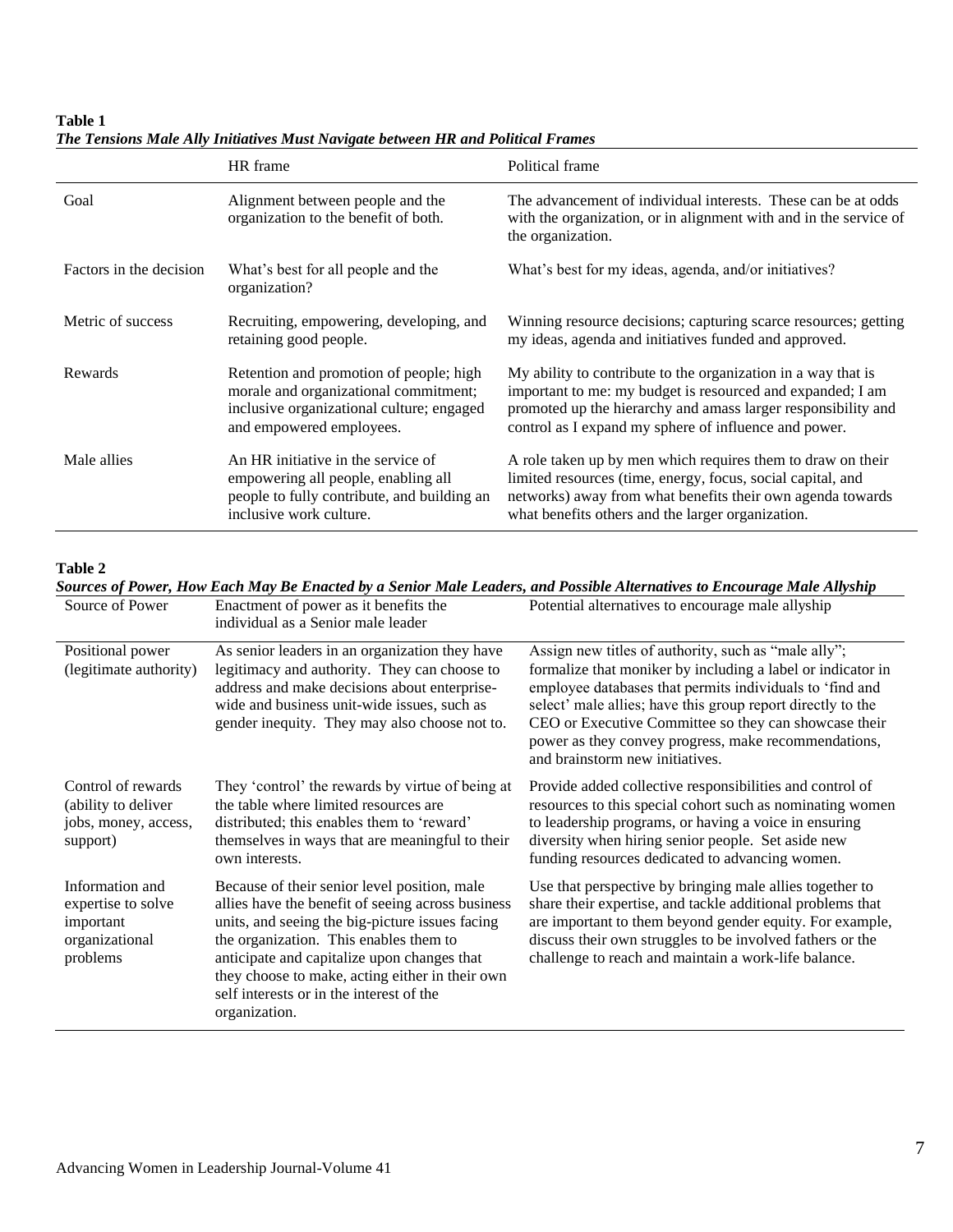**Table 1**
***The Tensions Male Ally Initiatives Must Navigate between HR and Political Frames***

| | HR frame | Political frame |
|---|---|---|
| Goal | Alignment between people and the organization to the benefit of both. | The advancement of individual interests. These can be at odds with the organization, or in alignment with and in the service of the organization. |
| Factors in the decision | What's best for all people and the organization? | What's best for my ideas, agenda, and/or initiatives? |
| Metric of success | Recruiting, empowering, developing, and retaining good people. | Winning resource decisions; capturing scarce resources; getting my ideas, agenda and initiatives funded and approved. |
| Rewards | Retention and promotion of people; high morale and organizational commitment; inclusive organizational culture; engaged and empowered employees. | My ability to contribute to the organization in a way that is important to me: my budget is resourced and expanded; I am promoted up the hierarchy and amass larger responsibility and control as I expand my sphere of influence and power. |
| Male allies | An HR initiative in the service of empowering all people, enabling all people to fully contribute, and building an inclusive work culture. | A role taken up by men which requires them to draw on their limited resources (time, energy, focus, social capital, and networks) away from what benefits their own agenda towards what benefits others and the larger organization. |

**Table 2**
***Sources of Power, How Each May Be Enacted by a Senior Male Leaders, and Possible Alternatives to Encourage Male Allyship***

| Source of Power | Enactment of power as it benefits the individual as a Senior male leader | Potential alternatives to encourage male allyship |
|---|---|---|
| Positional power (legitimate authority) | As senior leaders in an organization they have legitimacy and authority. They can choose to address and make decisions about enterprise-wide and business unit-wide issues, such as gender inequity. They may also choose not to. | Assign new titles of authority, such as "male ally"; formalize that moniker by including a label or indicator in employee databases that permits individuals to 'find and select' male allies; have this group report directly to the CEO or Executive Committee so they can showcase their power as they convey progress, make recommendations, and brainstorm new initiatives. |
| Control of rewards (ability to deliver jobs, money, access, support) | They 'control' the rewards by virtue of being at the table where limited resources are distributed; this enables them to 'reward' themselves in ways that are meaningful to their own interests. | Provide added collective responsibilities and control of resources to this special cohort such as nominating women to leadership programs, or having a voice in ensuring diversity when hiring senior people. Set aside new funding resources dedicated to advancing women. |
| Information and expertise to solve important organizational problems | Because of their senior level position, male allies have the benefit of seeing across business units, and seeing the big-picture issues facing the organization. This enables them to anticipate and capitalize upon changes that they choose to make, acting either in their own self interests or in the interest of the organization. | Use that perspective by bringing male allies together to share their expertise, and tackle additional problems that are important to them beyond gender equity. For example, discuss their own struggles to be involved fathers or the challenge to reach and maintain a work-life balance. |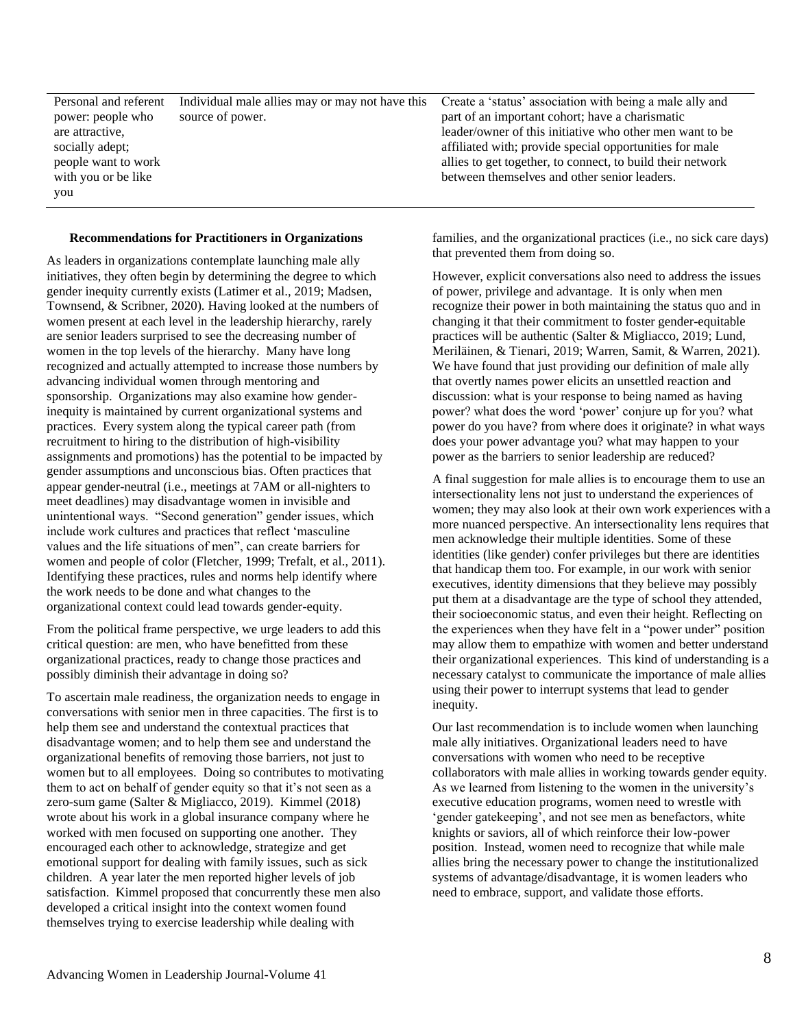| Personal and referent power: people who are attractive, socially adept; people want to work with you or be like you | Individual male allies may or may not have this source of power. | Create a 'status' association with being a male ally and part of an important cohort; have a charismatic leader/owner of this initiative who other men want to be affiliated with; provide special opportunities for male allies to get together, to connect, to build their network between themselves and other senior leaders. |
|---|---|---|

### Recommendations for Practitioners in Organizations

As leaders in organizations contemplate launching male ally initiatives, they often begin by determining the degree to which gender inequity currently exists (Latimer et al., 2019; Madsen, Townsend, & Scribner, 2020). Having looked at the numbers of women present at each level in the leadership hierarchy, rarely are senior leaders surprised to see the decreasing number of women in the top levels of the hierarchy. Many have long recognized and actually attempted to increase those numbers by advancing individual women through mentoring and sponsorship. Organizations may also examine how gender-inequity is maintained by current organizational systems and practices. Every system along the typical career path (from recruitment to hiring to the distribution of high-visibility assignments and promotions) has the potential to be impacted by gender assumptions and unconscious bias. Often practices that appear gender-neutral (i.e., meetings at 7AM or all-nighters to meet deadlines) may disadvantage women in invisible and unintentional ways. "Second generation" gender issues, which include work cultures and practices that reflect 'masculine values and the life situations of men", can create barriers for women and people of color (Fletcher, 1999; Trefalt, et al., 2011). Identifying these practices, rules and norms help identify where the work needs to be done and what changes to the organizational context could lead towards gender-equity.

From the political frame perspective, we urge leaders to add this critical question: are men, who have benefitted from these organizational practices, ready to change those practices and possibly diminish their advantage in doing so?

To ascertain male readiness, the organization needs to engage in conversations with senior men in three capacities. The first is to help them see and understand the contextual practices that disadvantage women; and to help them see and understand the organizational benefits of removing those barriers, not just to women but to all employees. Doing so contributes to motivating them to act on behalf of gender equity so that it's not seen as a zero-sum game (Salter & Migliacco, 2019). Kimmel (2018) wrote about his work in a global insurance company where he worked with men focused on supporting one another. They encouraged each other to acknowledge, strategize and get emotional support for dealing with family issues, such as sick children. A year later the men reported higher levels of job satisfaction. Kimmel proposed that concurrently these men also developed a critical insight into the context women found themselves trying to exercise leadership while dealing with families, and the organizational practices (i.e., no sick care days) that prevented them from doing so.

However, explicit conversations also need to address the issues of power, privilege and advantage. It is only when men recognize their power in both maintaining the status quo and in changing it that their commitment to foster gender-equitable practices will be authentic (Salter & Migliacco, 2019; Lund, Meriläinen, & Tienari, 2019; Warren, Samit, & Warren, 2021). We have found that just providing our definition of male ally that overtly names power elicits an unsettled reaction and discussion: what is your response to being named as having power? what does the word 'power' conjure up for you? what power do you have? from where does it originate? in what ways does your power advantage you? what may happen to your power as the barriers to senior leadership are reduced?

A final suggestion for male allies is to encourage them to use an intersectionality lens not just to understand the experiences of women; they may also look at their own work experiences with a more nuanced perspective. An intersectionality lens requires that men acknowledge their multiple identities. Some of these identities (like gender) confer privileges but there are identities that handicap them too. For example, in our work with senior executives, identity dimensions that they believe may possibly put them at a disadvantage are the type of school they attended, their socioeconomic status, and even their height. Reflecting on the experiences when they have felt in a "power under" position may allow them to empathize with women and better understand their organizational experiences. This kind of understanding is a necessary catalyst to communicate the importance of male allies using their power to interrupt systems that lead to gender inequity.

Our last recommendation is to include women when launching male ally initiatives. Organizational leaders need to have conversations with women who need to be receptive collaborators with male allies in working towards gender equity. As we learned from listening to the women in the university's executive education programs, women need to wrestle with 'gender gatekeeping', and not see men as benefactors, white knights or saviors, all of which reinforce their low-power position. Instead, women need to recognize that while male allies bring the necessary power to change the institutionalized systems of advantage/disadvantage, it is women leaders who need to embrace, support, and validate those efforts.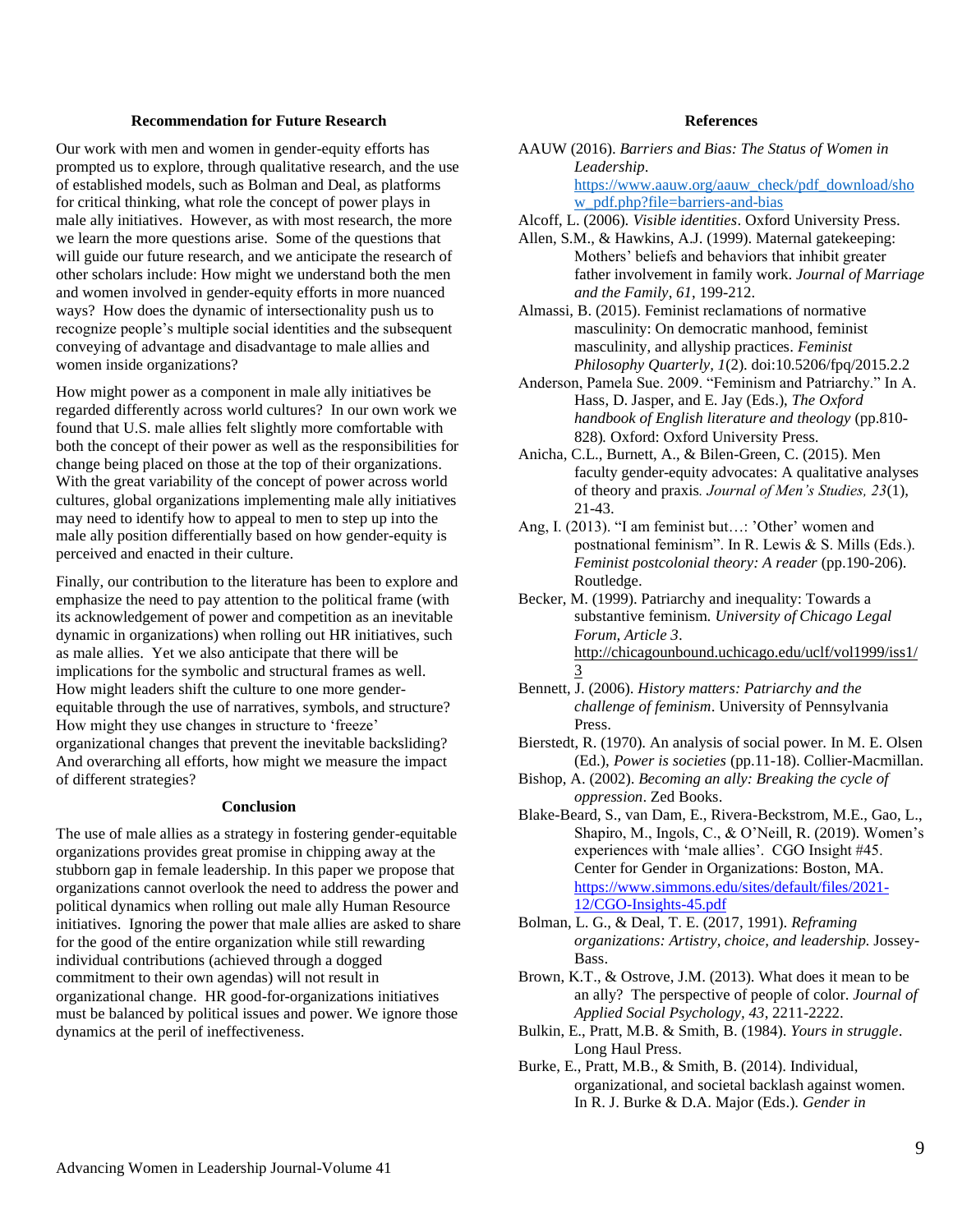## Recommendation for Future Research

Our work with men and women in gender-equity efforts has prompted us to explore, through qualitative research, and the use of established models, such as Bolman and Deal, as platforms for critical thinking, what role the concept of power plays in male ally initiatives. However, as with most research, the more we learn the more questions arise. Some of the questions that will guide our future research, and we anticipate the research of other scholars include: How might we understand both the men and women involved in gender-equity efforts in more nuanced ways? How does the dynamic of intersectionality push us to recognize people's multiple social identities and the subsequent conveying of advantage and disadvantage to male allies and women inside organizations?

How might power as a component in male ally initiatives be regarded differently across world cultures? In our own work we found that U.S. male allies felt slightly more comfortable with both the concept of their power as well as the responsibilities for change being placed on those at the top of their organizations. With the great variability of the concept of power across world cultures, global organizations implementing male ally initiatives may need to identify how to appeal to men to step up into the male ally position differentially based on how gender-equity is perceived and enacted in their culture.

Finally, our contribution to the literature has been to explore and emphasize the need to pay attention to the political frame (with its acknowledgement of power and competition as an inevitable dynamic in organizations) when rolling out HR initiatives, such as male allies. Yet we also anticipate that there will be implications for the symbolic and structural frames as well. How might leaders shift the culture to one more gender-equitable through the use of narratives, symbols, and structure? How might they use changes in structure to 'freeze' organizational changes that prevent the inevitable backsliding? And overarching all efforts, how might we measure the impact of different strategies?

## Conclusion

The use of male allies as a strategy in fostering gender-equitable organizations provides great promise in chipping away at the stubborn gap in female leadership. In this paper we propose that organizations cannot overlook the need to address the power and political dynamics when rolling out male ally Human Resource initiatives. Ignoring the power that male allies are asked to share for the good of the entire organization while still rewarding individual contributions (achieved through a dogged commitment to their own agendas) will not result in organizational change. HR good-for-organizations initiatives must be balanced by political issues and power. We ignore those dynamics at the peril of ineffectiveness.

## References

AAUW (2016). *Barriers and Bias: The Status of Women in Leadership*. https://www.aauw.org/aauw_check/pdf_download/show_pdf.php?file=barriers-and-bias

Alcoff, L. (2006). *Visible identities*. Oxford University Press.

Allen, S.M., & Hawkins, A.J. (1999). Maternal gatekeeping: Mothers' beliefs and behaviors that inhibit greater father involvement in family work. *Journal of Marriage and the Family*, *61*, 199-212.

Almassi, B. (2015). Feminist reclamations of normative masculinity: On democratic manhood, feminist masculinity, and allyship practices. *Feminist Philosophy Quarterly*, *1*(2). doi:10.5206/fpq/2015.2.2

Anderson, Pamela Sue. 2009. "Feminism and Patriarchy." In A. Hass, D. Jasper, and E. Jay (Eds.), *The Oxford handbook of English literature and theology* (pp.810-828)*.* Oxford: Oxford University Press.

Anicha, C.L., Burnett, A., & Bilen-Green, C. (2015). Men faculty gender-equity advocates: A qualitative analyses of theory and praxis*. Journal of Men's Studies, 23*(1), 21-43.

Ang, I. (2013). "I am feminist but…: 'Other' women and postnational feminism". In R. Lewis & S. Mills (Eds.). *Feminist postcolonial theory: A reader* (pp.190-206). Routledge.

Becker, M. (1999). Patriarchy and inequality: Towards a substantive feminism*. University of Chicago Legal Forum, Article 3*. http://chicagounbound.uchicago.edu/uclf/vol1999/iss1/3

Bennett, J. (2006). *History matters: Patriarchy and the challenge of feminism*. University of Pennsylvania Press.

Bierstedt, R. (1970). An analysis of social power. In M. E. Olsen (Ed.), *Power is societies* (pp.11-18). Collier-Macmillan.

Bishop, A. (2002). *Becoming an ally: Breaking the cycle of oppression*. Zed Books.

Blake-Beard, S., van Dam, E., Rivera-Beckstrom, M.E., Gao, L., Shapiro, M., Ingols, C., & O'Neill, R. (2019). Women's experiences with 'male allies'. CGO Insight #45. Center for Gender in Organizations: Boston, MA. https://www.simmons.edu/sites/default/files/2021-12/CGO-Insights-45.pdf

Bolman, L. G., & Deal, T. E. (2017, 1991). *Reframing organizations: Artistry, choice, and leadership.* Jossey-Bass.

Brown, K.T., & Ostrove, J.M. (2013). What does it mean to be an ally? The perspective of people of color. *Journal of Applied Social Psychology, 43*, 2211-2222.

Bulkin, E., Pratt, M.B. & Smith, B. (1984). *Yours in struggle*. Long Haul Press.

Burke, E., Pratt, M.B., & Smith, B. (2014). Individual, organizational, and societal backlash against women. In R. J. Burke & D.A. Major (Eds.). *Gender in*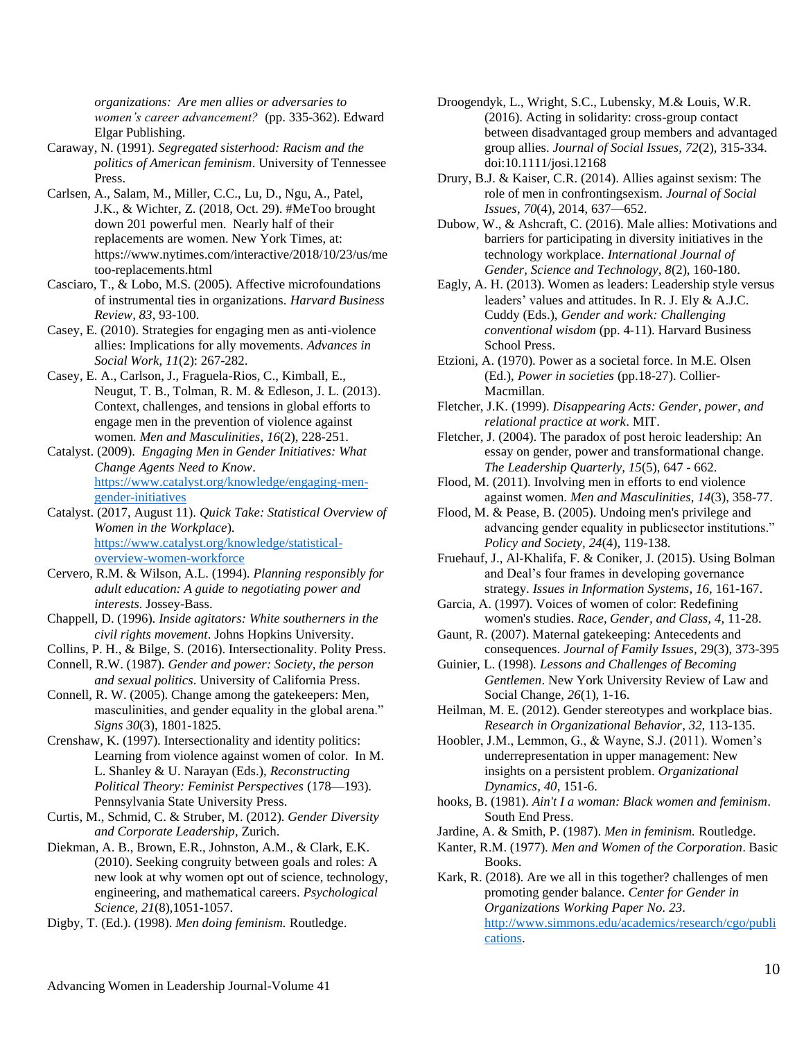*organizations: Are men allies or adversaries to women's career advancement?* (pp. 335-362). Edward Elgar Publishing.

Caraway, N. (1991). *Segregated sisterhood: Racism and the politics of American feminism*. University of Tennessee Press.

Carlsen, A., Salam, M., Miller, C.C., Lu, D., Ngu, A., Patel, J.K., & Wichter, Z. (2018, Oct. 29). #MeToo brought down 201 powerful men. Nearly half of their replacements are women. New York Times, at: https://www.nytimes.com/interactive/2018/10/23/us/metoo-replacements.html

Casciaro, T., & Lobo, M.S. (2005). Affective microfoundations of instrumental ties in organizations. *Harvard Business Review, 83*, 93-100.

Casey, E. (2010). Strategies for engaging men as anti-violence allies: Implications for ally movements. *Advances in Social Work, 11*(2): 267-282.

Casey, E. A., Carlson, J., Fraguela-Rios, C., Kimball, E., Neugut, T. B., Tolman, R. M. & Edleson, J. L. (2013). Context, challenges, and tensions in global efforts to engage men in the prevention of violence against women. *Men and Masculinities, 16*(2), 228-251.

Catalyst. (2009). *Engaging Men in Gender Initiatives: What Change Agents Need to Know*. https://www.catalyst.org/knowledge/engaging-men-gender-initiatives

Catalyst. (2017, August 11). *Quick Take: Statistical Overview of Women in the Workplace*). https://www.catalyst.org/knowledge/statistical-overview-women-workforce

Cervero, R.M. & Wilson, A.L. (1994). *Planning responsibly for adult education: A guide to negotiating power and interests*. Jossey-Bass.

Chappell, D. (1996). *Inside agitators: White southerners in the civil rights movement*. Johns Hopkins University.

Collins, P. H., & Bilge, S. (2016). Intersectionality. Polity Press.

Connell, R.W. (1987). *Gender and power: Society, the person and sexual politics*. University of California Press.

Connell, R. W. (2005). Change among the gatekeepers: Men, masculinities, and gender equality in the global arena." *Signs 30*(3), 1801-1825.

Crenshaw, K. (1997). Intersectionality and identity politics: Learning from violence against women of color. In M. L. Shanley & U. Narayan (Eds.), *Reconstructing Political Theory: Feminist Perspectives* (178—193). Pennsylvania State University Press.

Curtis, M., Schmid, C. & Struber, M. (2012). *Gender Diversity and Corporate Leadership*, Zurich.

Diekman, A. B., Brown, E.R., Johnston, A.M., & Clark, E.K. (2010). Seeking congruity between goals and roles: A new look at why women opt out of science, technology, engineering, and mathematical careers. *Psychological Science, 21*(8),1051-1057.

Digby, T. (Ed.). (1998). *Men doing feminism.* Routledge.

Droogendyk, L., Wright, S.C., Lubensky, M.& Louis, W.R. (2016). Acting in solidarity: cross-group contact between disadvantaged group members and advantaged group allies. *Journal of Social Issues, 72*(2), 315-334. doi:10.1111/josi.12168

Drury, B.J. & Kaiser, C.R. (2014). Allies against sexism: The role of men in confrontingsexism. *Journal of Social Issues, 70*(4), 2014, 637—652.

Dubow, W., & Ashcraft, C. (2016). Male allies: Motivations and barriers for participating in diversity initiatives in the technology workplace. *International Journal of Gender, Science and Technology, 8*(2), 160-180.

Eagly, A. H. (2013). Women as leaders: Leadership style versus leaders' values and attitudes. In R. J. Ely & A.J.C. Cuddy (Eds.), *Gender and work: Challenging conventional wisdom* (pp. 4-11). Harvard Business School Press.

Etzioni, A. (1970). Power as a societal force. In M.E. Olsen (Ed.), *Power in societies* (pp.18-27). Collier-Macmillan.

Fletcher, J.K. (1999). *Disappearing Acts: Gender, power, and relational practice at work*. MIT.

Fletcher, J. (2004). The paradox of post heroic leadership: An essay on gender, power and transformational change. *The Leadership Quarterly, 15*(5), 647 - 662.

Flood, M. (2011). Involving men in efforts to end violence against women. *Men and Masculinities, 14*(3), 358-77.

Flood, M. & Pease, B. (2005). Undoing men's privilege and advancing gender equality in publicsector institutions." *Policy and Society, 24*(4), 119-138.

Fruehauf, J., Al-Khalifa, F. & Coniker, J. (2015). Using Bolman and Deal's four frames in developing governance strategy. *Issues in Information Systems, 16*, 161-167.

Garcia, A. (1997). Voices of women of color: Redefining women's studies. *Race, Gender, and Class, 4*, 11-28.

Gaunt, R. (2007). Maternal gatekeeping: Antecedents and consequences. *Journal of Family Issues,* 29(3), 373-395

Guinier, L. (1998). *Lessons and Challenges of Becoming Gentlemen*. New York University Review of Law and Social Change, *26*(1), 1-16.

Heilman, M. E. (2012). Gender stereotypes and workplace bias. *Research in Organizational Behavior, 32*, 113-135.

Hoobler, J.M., Lemmon, G., & Wayne, S.J. (2011). Women's underrepresentation in upper management: New insights on a persistent problem. *Organizational Dynamics, 40*, 151-6.

hooks, B. (1981). *Ain't I a woman: Black women and feminism*. South End Press.

Jardine, A. & Smith, P. (1987). *Men in feminism.* Routledge.

Kanter, R.M. (1977). *Men and Women of the Corporation*. Basic Books.

Kark, R. (2018). Are we all in this together? challenges of men promoting gender balance. *Center for Gender in Organizations Working Paper No. 23*. http://www.simmons.edu/academics/research/cgo/publications.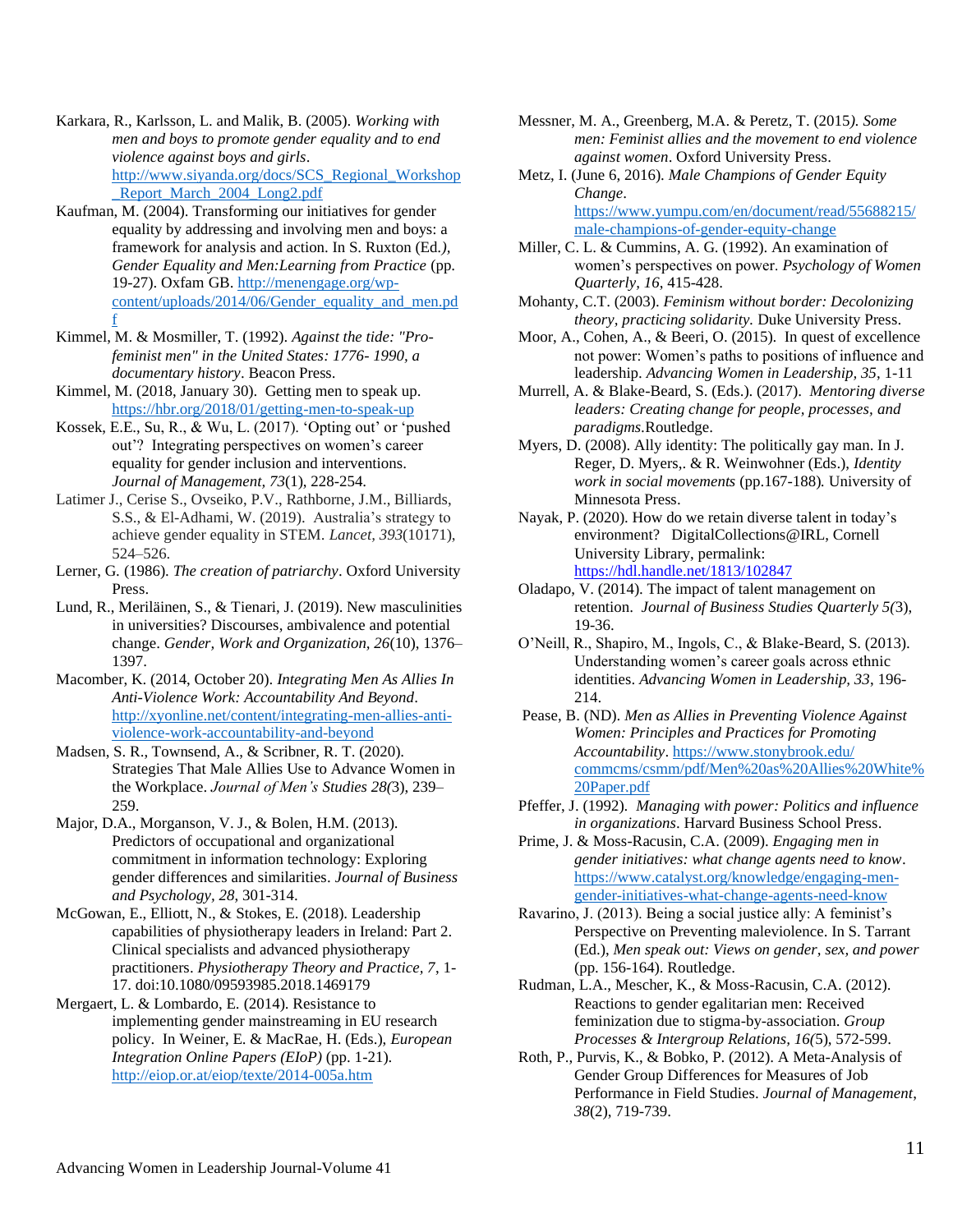Karkara, R., Karlsson, L. and Malik, B. (2005). *Working with men and boys to promote gender equality and to end violence against boys and girls*. http://www.siyanda.org/docs/SCS_Regional_Workshop_Report_March_2004_Long2.pdf

Kaufman, M. (2004). Transforming our initiatives for gender equality by addressing and involving men and boys: a framework for analysis and action. In S. Ruxton (Ed.*)*, *Gender Equality and Men:Learning from Practice* (pp. 19-27). Oxfam GB. http://menengage.org/wp-content/uploads/2014/06/Gender_equality_and_men.pdf

Kimmel, M. & Mosmiller, T. (1992). *Against the tide: "Pro-feminist men" in the United States: 1776- 1990, a documentary history*. Beacon Press.

Kimmel, M. (2018, January 30). Getting men to speak up. https://hbr.org/2018/01/getting-men-to-speak-up

Kossek, E.E., Su, R., & Wu, L. (2017). 'Opting out' or 'pushed out'? Integrating perspectives on women's career equality for gender inclusion and interventions. *Journal of Management, 73*(1), 228-254.

Latimer J., Cerise S., Ovseiko, P.V., Rathborne, J.M., Billiards, S.S., & El-Adhami, W. (2019). Australia's strategy to achieve gender equality in STEM. *Lancet, 393*(10171), 524–526.

Lerner, G. (1986). *The creation of patriarchy*. Oxford University Press.

Lund, R., Meriläinen, S., & Tienari, J. (2019). New masculinities in universities? Discourses, ambivalence and potential change. *Gender, Work and Organization, 26*(10), 1376–1397.

Macomber, K. (2014, October 20). *Integrating Men As Allies In Anti-Violence Work: Accountability And Beyond*. http://xyonline.net/content/integrating-men-allies-anti-violence-work-accountability-and-beyond

Madsen, S. R., Townsend, A., & Scribner, R. T. (2020). Strategies That Male Allies Use to Advance Women in the Workplace. *Journal of Men's Studies 28(*3), 239–259.

Major, D.A., Morganson, V. J., & Bolen, H.M. (2013). Predictors of occupational and organizational commitment in information technology: Exploring gender differences and similarities. *Journal of Business and Psychology, 28*, 301-314.

McGowan, E., Elliott, N., & Stokes, E. (2018). Leadership capabilities of physiotherapy leaders in Ireland: Part 2. Clinical specialists and advanced physiotherapy practitioners. *Physiotherapy Theory and Practice, 7*, 1-17. doi:10.1080/09593985.2018.1469179

Mergaert, L. & Lombardo, E. (2014). Resistance to implementing gender mainstreaming in EU research policy. In Weiner, E. & MacRae, H. (Eds.), *European Integration Online Papers (EIoP)* (pp. 1-21). http://eiop.or.at/eiop/texte/2014-005a.htm

Messner, M. A., Greenberg, M.A. & Peretz, T. (2015*). Some men: Feminist allies and the movement to end violence against women*. Oxford University Press.

Metz, I. (June 6, 2016). *Male Champions of Gender Equity Change*. https://www.yumpu.com/en/document/read/55688215/male-champions-of-gender-equity-change

Miller, C. L. & Cummins, A. G. (1992). An examination of women's perspectives on power. *Psychology of Women Quarterly, 16*, 415-428.

Mohanty, C.T. (2003). *Feminism without border: Decolonizing theory, practicing solidarity.* Duke University Press.

Moor, A., Cohen, A., & Beeri, O. (2015). In quest of excellence not power: Women's paths to positions of influence and leadership. *Advancing Women in Leadership, 35*, 1-11

Murrell, A. & Blake-Beard, S. (Eds.). (2017). *Mentoring diverse leaders: Creating change for people, processes, and paradigms.*Routledge.

Myers, D. (2008). Ally identity: The politically gay man. In J. Reger, D. Myers,. & R. Weinwohner (Eds.), *Identity work in social movements* (pp.167-188)*.* University of Minnesota Press.

Nayak, P. (2020). How do we retain diverse talent in today's environment? DigitalCollections@IRL, Cornell University Library, permalink: https://hdl.handle.net/1813/102847

Oladapo, V. (2014). The impact of talent management on retention. *Journal of Business Studies Quarterly 5(*3), 19-36.

O'Neill, R., Shapiro, M., Ingols, C., & Blake-Beard, S. (2013). Understanding women's career goals across ethnic identities. *Advancing Women in Leadership, 33*, 196-214.

Pease, B. (ND). *Men as Allies in Preventing Violence Against Women: Principles and Practices for Promoting Accountability*. https://www.stonybrook.edu/commcms/csmm/pdf/Men%20as%20Allies%20White%20Paper.pdf

Pfeffer, J. (1992). *Managing with power: Politics and influence in organizations*. Harvard Business School Press.

Prime, J. & Moss-Racusin, C.A. (2009). *Engaging men in gender initiatives: what change agents need to know*. https://www.catalyst.org/knowledge/engaging-men-gender-initiatives-what-change-agents-need-know

Ravarino, J. (2013). Being a social justice ally: A feminist's Perspective on Preventing maleviolence. In S. Tarrant (Ed.), *Men speak out: Views on gender, sex, and power* (pp. 156-164). Routledge.

Rudman, L.A., Mescher, K., & Moss-Racusin, C.A. (2012). Reactions to gender egalitarian men: Received feminization due to stigma-by-association. *Group Processes & Intergroup Relations, 16(*5), 572-599.

Roth, P., Purvis, K., & Bobko, P. (2012). A Meta-Analysis of Gender Group Differences for Measures of Job Performance in Field Studies. *Journal of Management*, *38*(2), 719-739.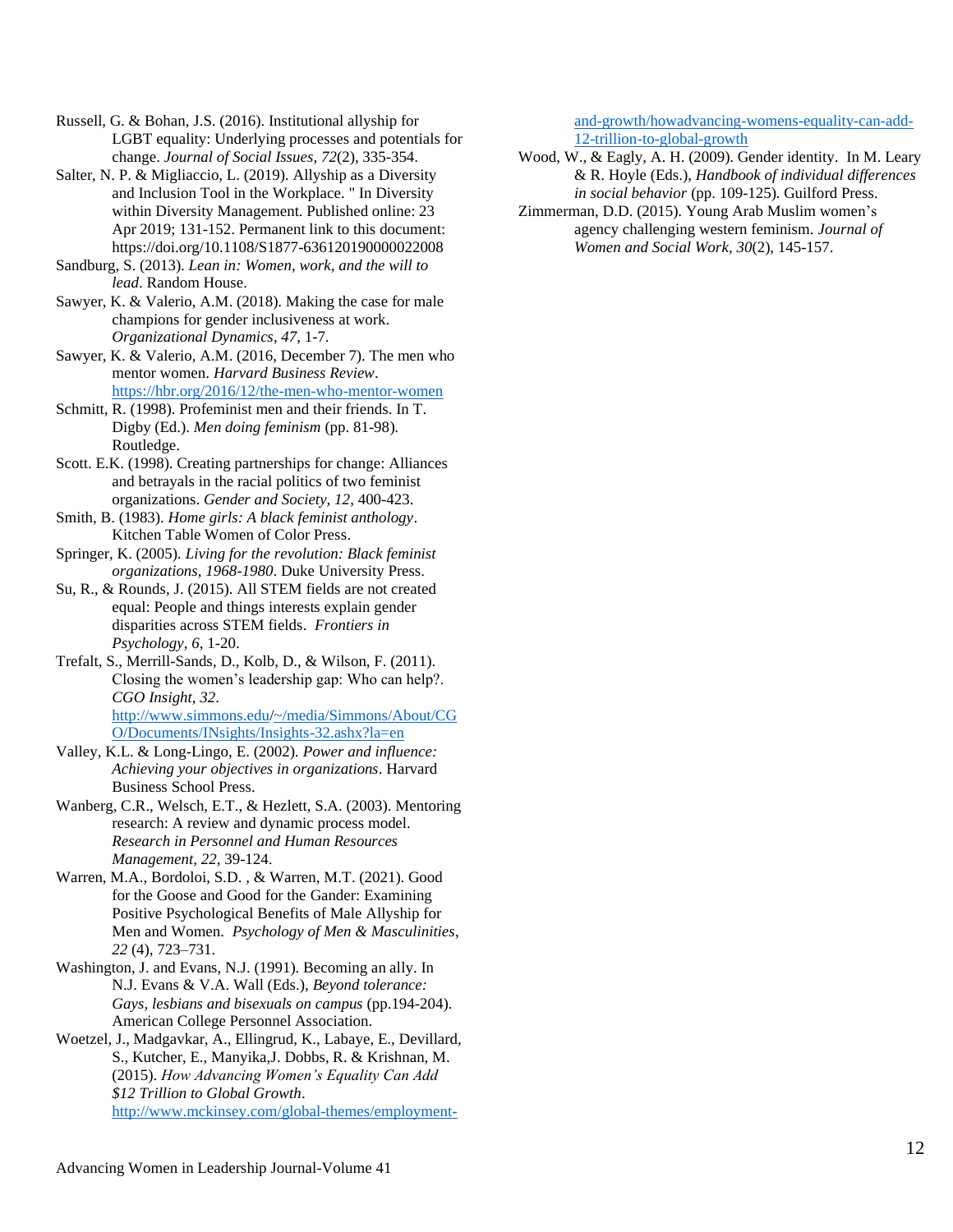Russell, G. & Bohan, J.S. (2016). Institutional allyship for LGBT equality: Underlying processes and potentials for change. *Journal of Social Issues, 72*(2), 335-354.

Salter, N. P. & Migliaccio, L. (2019). Allyship as a Diversity and Inclusion Tool in the Workplace. " In Diversity within Diversity Management. Published online: 23 Apr 2019; 131-152. Permanent link to this document: https://doi.org/10.1108/S1877-636120190000022008

Sandburg, S. (2013). *Lean in: Women, work, and the will to lead*. Random House.

Sawyer, K. & Valerio, A.M. (2018). Making the case for male champions for gender inclusiveness at work. *Organizational Dynamics, 47*, 1-7.

Sawyer, K. & Valerio, A.M. (2016, December 7). The men who mentor women. *Harvard Business Review*. https://hbr.org/2016/12/the-men-who-mentor-women

Schmitt, R. (1998). Profeminist men and their friends. In T. Digby (Ed.). *Men doing feminism* (pp. 81-98). Routledge.

Scott. E.K. (1998). Creating partnerships for change: Alliances and betrayals in the racial politics of two feminist organizations. *Gender and Society, 12*, 400-423.

Smith, B. (1983). *Home girls: A black feminist anthology*. Kitchen Table Women of Color Press.

Springer, K. (2005). *Living for the revolution: Black feminist organizations, 1968-1980*. Duke University Press.

Su, R., & Rounds, J. (2015). All STEM fields are not created equal: People and things interests explain gender disparities across STEM fields. *Frontiers in Psychology, 6*, 1-20.

Trefalt, S., Merrill-Sands, D., Kolb, D., & Wilson, F. (2011). Closing the women's leadership gap: Who can help?. *CGO Insight, 32*. http://www.simmons.edu/~/media/Simmons/About/CGO/Documents/INsights/Insights-32.ashx?la=en

Valley, K.L. & Long-Lingo, E. (2002). *Power and influence: Achieving your objectives in organizations*. Harvard Business School Press.

Wanberg, C.R., Welsch, E.T., & Hezlett, S.A. (2003). Mentoring research: A review and dynamic process model. *Research in Personnel and Human Resources Management, 22*, 39-124.

Warren, M.A., Bordoloi, S.D. , & Warren, M.T. (2021). Good for the Goose and Good for the Gander: Examining Positive Psychological Benefits of Male Allyship for Men and Women. *Psychology of Men & Masculinities, 22* (4), 723–731.

Washington, J. and Evans, N.J. (1991). Becoming an ally. In N.J. Evans & V.A. Wall (Eds.), *Beyond tolerance: Gays, lesbians and bisexuals on campus* (pp.194-204). American College Personnel Association.

Woetzel, J., Madgavkar, A., Ellingrud, K., Labaye, E., Devillard, S., Kutcher, E., Manyika,J. Dobbs, R. & Krishnan, M. (2015). *How Advancing Women's Equality Can Add $12 Trillion to Global Growth*. http://www.mckinsey.com/global-themes/employment-and-growth/howadvancing-womens-equality-can-add-12-trillion-to-global-growth

Wood, W., & Eagly, A. H. (2009). Gender identity. In M. Leary & R. Hoyle (Eds.), *Handbook of individual differences in social behavior* (pp. 109-125). Guilford Press.

Zimmerman, D.D. (2015). Young Arab Muslim women's agency challenging western feminism. *Journal of Women and Social Work, 30*(2), 145-157.